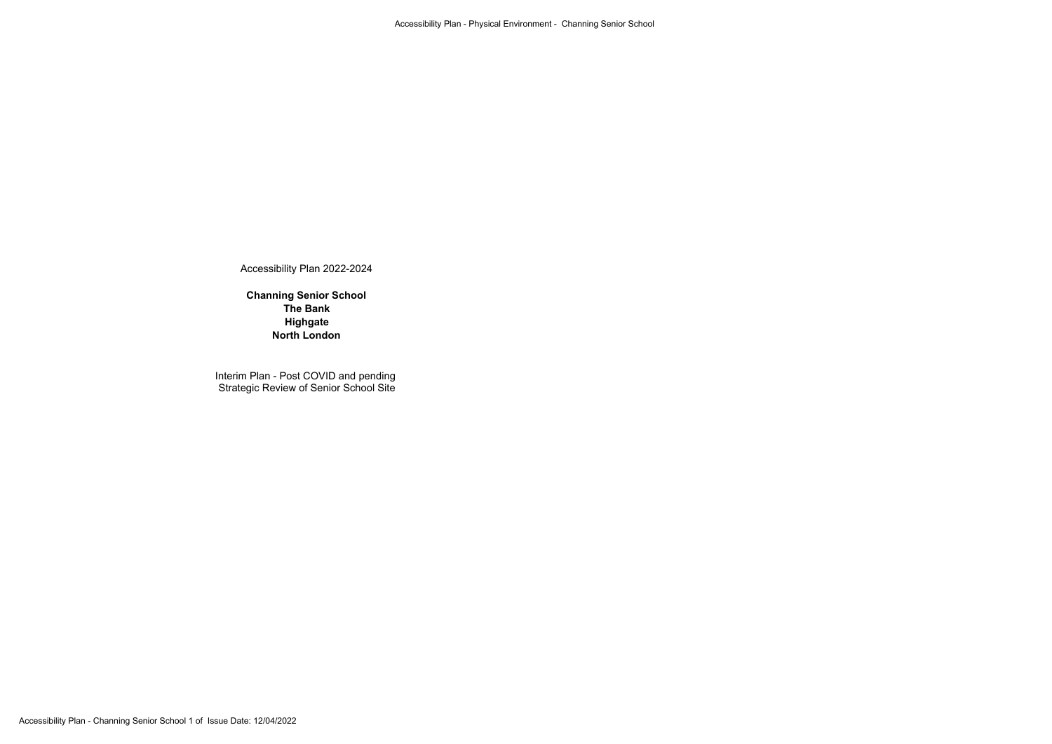Accessibility Plan 2022-2024

**Channing Senior School**
**The Bank**
**Highgate**
**North London**

Interim Plan - Post COVID and pending Strategic Review of Senior School Site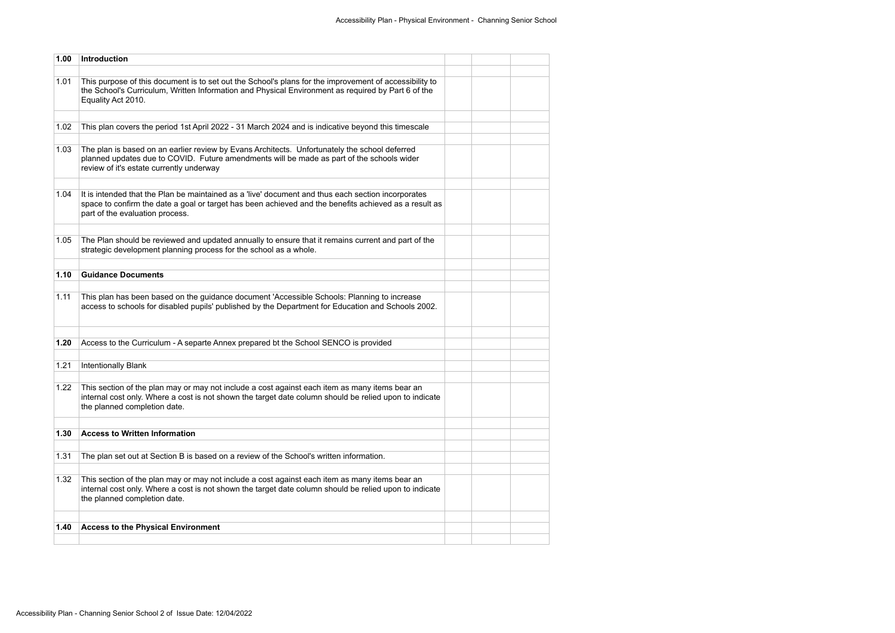| | | | | |
|---|---|---|---|---|
| **1.00** | **Introduction** | | | |
| 1.01 | This purpose of this document is to set out the School's plans for the improvement of accessibility to the School's Curriculum, Written Information and Physical Environment as required by Part 6 of the Equality Act 2010. | | | |
| 1.02 | This plan covers the period 1st April 2022 - 31 March 2024 and is indicative beyond this timescale | | | |
| 1.03 | The plan is based on an earlier review by Evans Architects. Unfortunately the school deferred planned updates due to COVID. Future amendments will be made as part of the schools wider review of it's estate currently underway | | | |
| 1.04 | It is intended that the Plan be maintained as a 'live' document and thus each section incorporates space to confirm the date a goal or target has been achieved and the benefits achieved as a result as part of the evaluation process. | | | |
| 1.05 | The Plan should be reviewed and updated annually to ensure that it remains current and part of the strategic development planning process for the school as a whole. | | | |
| **1.10** | **Guidance Documents** | | | |
| 1.11 | This plan has been based on the guidance document 'Accessible Schools: Planning to increase access to schools for disabled pupils' published by the Department for Education and Schools 2002. | | | |
| **1.20** | Access to the Curriculum - A separte Annex prepared bt the School SENCO is provided | | | |
| 1.21 | Intentionally Blank | | | |
| 1.22 | This section of the plan may or may not include a cost against each item as many items bear an internal cost only. Where a cost is not shown the target date column should be relied upon to indicate the planned completion date. | | | |
| **1.30** | **Access to Written Information** | | | |
| 1.31 | The plan set out at Section B is based on a review of the School's written information. | | | |
| 1.32 | This section of the plan may or may not include a cost against each item as many items bear an internal cost only. Where a cost is not shown the target date column should be relied upon to indicate the planned completion date. | | | |
| **1.40** | **Access to the Physical Environment** | | | |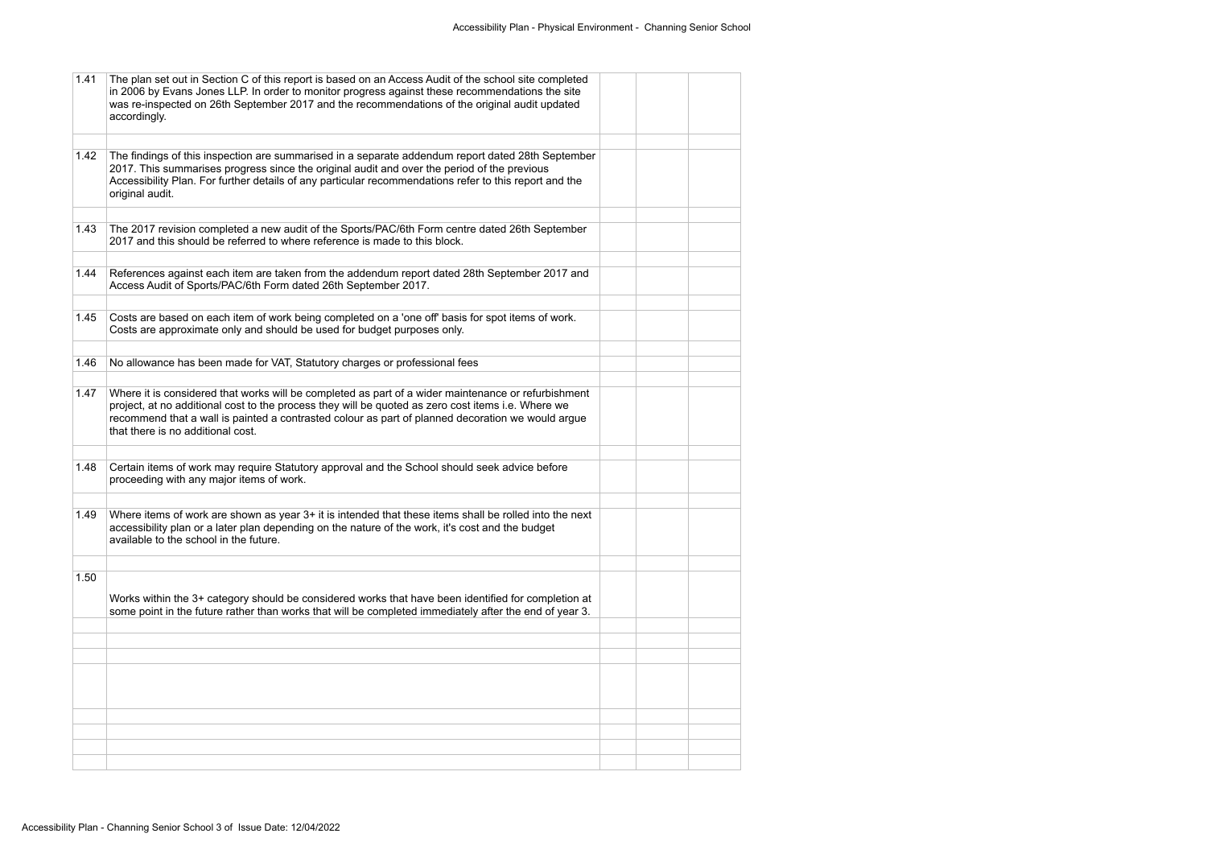| | | | | |
|---|---|---|---|---|
| 1.41 | The plan set out in Section C of this report is based on an Access Audit of the school site completed in 2006 by Evans Jones LLP. In order to monitor progress against these recommendations the site was re-inspected on 26th September 2017 and the recommendations of the original audit updated accordingly. | | | |
| | | | | |
| 1.42 | The findings of this inspection are summarised in a separate addendum report dated 28th September 2017. This summarises progress since the original audit and over the period of the previous Accessibility Plan. For further details of any particular recommendations refer to this report and the original audit. | | | |
| | | | | |
| 1.43 | The 2017 revision completed a new audit of the Sports/PAC/6th Form centre dated 26th September 2017 and this should be referred to where reference is made to this block. | | | |
| | | | | |
| 1.44 | References against each item are taken from the addendum report dated 28th September 2017 and Access Audit of Sports/PAC/6th Form dated 26th September 2017. | | | |
| | | | | |
| 1.45 | Costs are based on each item of work being completed on a 'one off' basis for spot items of work. Costs are approximate only and should be used for budget purposes only. | | | |
| | | | | |
| 1.46 | No allowance has been made for VAT, Statutory charges or professional fees | | | |
| | | | | |
| 1.47 | Where it is considered that works will be completed as part of a wider maintenance or refurbishment project, at no additional cost to the process they will be quoted as zero cost items i.e. Where we recommend that a wall is painted a contrasted colour as part of planned decoration we would argue that there is no additional cost. | | | |
| | | | | |
| 1.48 | Certain items of work may require Statutory approval and the School should seek advice before proceeding with any major items of work. | | | |
| | | | | |
| 1.49 | Where items of work are shown as year 3+ it is intended that these items shall be rolled into the next accessibility plan or a later plan depending on the nature of the work, it's cost and the budget available to the school in the future. | | | |
| | | | | |
| 1.50 | Works within the 3+ category should be considered works that have been identified for completion at some point in the future rather than works that will be completed immediately after the end of year 3. | | | |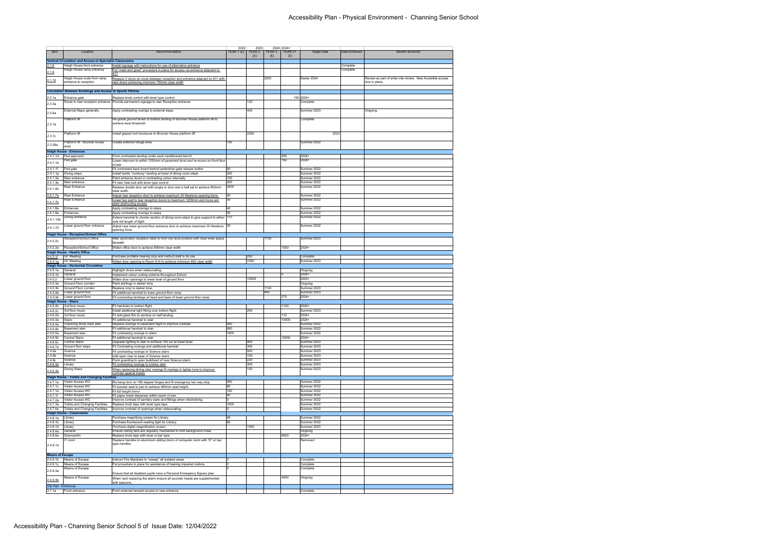# Accessibility Plan - Physical Environment - Channing Senior School

| Item | Location | Recommendation | 2022 YEAR 1 (£) | 2023 YEAR 2 (£) | 2024 YEAR 3 (£) | 2024+ YEAR 3+ (£) | Target Date | Date Achieved | Benefit achieved |
|---|---|---|---|---|---|---|---|---|---|
| **Vertical Circulation and Access to Specialist Classrooms** | | | | | | | | | |
| 2.1.6 | Haigh House front entrance | Install signage with instructions for use of alternative entrance | | | | | | Complete | |
| 2.1.8 | Haigh House ramp entrance | Put "meet and greet" procedure in place for access via entrance adjacent to A11 | | | | | | Complete | |
| 2.1.10 | Haigh House route from ramp entrance to reception | Replace 2 doors en-route between reception and entrance adjacent to A11 with new doors achieving minimum 750mm clear width | | | 2200 | | Easter 2024 | | Review as part of wider site review. New Accesible access now in place. |
| **Circulation Between Buildings and Access to Sports Pitches** | | | | | | | | | |
| 2.3.1a | Entrance gate | Replace knob control with lever type control. | | | | 150 | 2024+ | | |
| 2.3.3a | Route to rear reception entrance | Provide permanent signage to rear Reception entrance. | | 120 | | | Complete | | |
| 2.3.6a | External Steps generally | Apply contrasting nosings to external steps | | 400 | | | Summer 2023 | | Ongoing |
| 2.3.7a | Platform lift | *Re-grade ground levels to bottom landing of Brunner House platform lift to achieve level threshold* | | | | | Complete | | |
| 2.3.7c | Platform lift | *Install glazed roof enclosure to Brunner House platform lift* | | 2250 | | | 2023 | | |
| 2.3.08a | Platform lift - Brunner house level | Create external refuge area | 130 | | | | Summer 2022 | | |
| **Haigh House - Entrances** | | | | | | | | | |
| 2.4.1.1d | Ped approach | *Form contrasted landing under each cantilevered bench* | | | | 200 | 2024+ | | |
| 2.4.1.1e | Ped gate | *Lower intercom to within 1200mm of pavement level and re-mount on front face of pier* | | | | 150 | 2024+ | | |
| 2.4.1.1f | Ped gate | *Fit contrasted back board behind pedestrian gate release button* | 60 | | | | Summer 2022 | | |
| 2.4.1.1g | Dining steps | *Install tactile "corduroy" landing at head of dining room steps* | 200 | | | | Summer 2022 | | |
| 2.4.1.3a | Main entrance | Paint entrance doors in contrasting colour internally. | 100 | | | | Summer 2022 | | |
| 2.4.1.3b | Main entrance | Fit new Yale lock with lever type control. | 200 | | | | Summer 2022 | | |
| 2.4.1.4b | Rear Entrance | Replace double door set with single or door and a half set to achieve 800mm clear width. | 2000 | | | | Summer 2022 | | |
| 2.4.1.7a | Rear Entrance | Adjust rear reception door to achieve maximum 30 Newtons opening force. | 20 | | | | Summer 2022 | | |
| 2.4.1.7b | Rear Entrance | Lower key pad to rear reception doors to maximum 1200mm and move pot plant obstructing access | 50 | | | | Summer 2022 | | |
| 2.4.1.8a | Entrances | Apply contrasting nosings to steps. | 40 | | | | Summer 2022 | | |
| 2.4.1.9a | Entrances | Apply contrasting nosings to steps. | 50 | | | | Summer 2022 | | |
| 2.4.1.10b | Dining entrance | *Extend handrail to shorter section of dining room steps to give support to either side full length of flight* | 110 | | | | Summer 2022 | | |
| 2.4.1.23 | Lower ground floor entrance | *Adjust new lower ground floor entrance door to achieve maximum 30 Newtons opening force* | 30 | | | | Summer 2022 | | |
| **Haigh House - Reception/School Office** | | | | | | | | | |
| 2.4.2.2c | Reception/School Office | Alter secondary reception desk to form low level position with clear knee space beneath | | | 1100 | | Summer 2023 | | |
| 2.4.2.2e | Reception/School Office | Widen office door to achieve 800mm clear width | | | | 1000 | 2024+ | | |
| **Haigh House - Head's Office** | | | | | | | | | |
| 2.4.3.1f | GF Meeting | Purchase portable hearing loop and instruct staff in its use. | | 250 | | | Complete | | |
| 2.4.3.1g | GF Meeting | Widen door opening to Room A14 to achieve minimum 800 clear width | | 1500 | | | Summer 2023 | | |
| **Haigh House - Horizontal Circulation** | | | | | | | | | |
| 2.4.5.1a | General | Highlight doors when redecorating. | | | | | Ongoing | | |
| 2.4.5.1b | General | Implement colour coding scheme throughout School | | | | 0 | 2024+ | | |
| 2.4.5.2 | Lower ground floor | Widen door openings to lower level of ground floor. | | 10000 | | | 2023+ | | |
| 2.4.5.3a | Ground Floor corridor | Paint skirtings in darker tone. | | | | | Ongoing | | |
| 2.4.5.3b | Ground Floor corridor | Replace vinyl in darker tone. | | | 1100 | | Summer 2023 | | |
| 2.4.5.9a | Lower ground floor | *Fit additional handrail to lower ground floor ramp.* | | | 400 | | Summer 2023 | | |
| 2.4.5.9b | Lower ground floor | *Fit contrasting landings at head and base of lower ground floor ramp* | | | | 275 | 2024+ | | |
| **Haigh House - Stairs** | | | | | | | | | |
| 2.4.6.2b | 3rd floor music | Fit handrails to bottom flight. | | | | 1100 | 2024+ | | |
| 2.4.6.2c | 3rd floor music | Install additional light fitting over bottom flight. | | 200 | | | Summer 2023 | | |
| 2.4.6.2d | 3rd floor music | Fit anti-glare film to window on half landing | | | | 110 | 2024+ | | |
| 2.4.6.3a | Stairs | Fit additional handrail to stair | | | | 10000 | 2024+ | | |
| 2.4.6.4a | Channing block main stair | Replace nosings to basement flight to improve contrast. | 500 | | | | Summer 2022 | | |
| 2.4.6.4b | Basement stair | Fit additional handrail to stair. | 650 | | | | Summer 2022 | | |
| 2.4.6.5a | Basement stair | Fit contrasting nosings to stairs | 1400 | | | | Summer 2022 | | |
| 2.4.6.5b | Central Stairs | Fit additional handrail to stair | | | | 10000 | 2024+ | | |
| 2.4.6.5c | Central Stairs | Upgrade lighting to stair to achieve 100 lux at tread level. | | 900 | | | Summer 2023 | | |
| 2.4.6.7a | Ground floor steps | Fit Contrasting nosings and additional handrail | | 300 | | | Summer 2023 | | |
| 2.4.6a | Science | *Fit contrasting nosings to Science stairs* | | 500 | | | Summer 2023 | | |
| 2.4.6b | Science | *Infill open riser to base of Science stairs* | | 100 | | | Summer 2023 | | |
| 2.4.6c | Science | *Form guarding to open bulkhead of new Science stairs* | | 220 | | | Summer 2023 | | |
| 2.4.6.3a | Library | *Fit contrasting nosings to Library stair.* | | 300 | | | Summer 2023 | | |
| 2.4.6.3b | Dining Stairs | When replacing dining stair nosings fit nosings in lighter tone to improve contrast against treads | | 100 | | | Summer 2023 | | |
| **Haigh House - Toilets and Changing Facilities** | | | | | | | | | |
| 2.4.7.1a | Visitor Access WC | Re-hang door on 180 degree hinges and fit emergency two way stop. | 500 | | | | Summer 2022 | | |
| 2.4.7.1c | Visitor Access WC | Fit booster seat to pan to achieve 480mm seat height. | 80 | | | | Summer 2022 | | |
| 2.4.7.1e | Visitor Access WC | Fit full height mirror | 100 | | | | Summer 2022 | | |
| 2.4.7.1f | Visitor Access WC | Fit paper towel dispenser within reach of pan | 40 | | | | Summer 2022 | | |
| 2.4.7.2a | Visitor Access WC | Improve contrast of sanitary ware and fittings when refurbishing. | 0 | | | | Summer 2022 | | |
| 2.4.7.3a | Toilets and Changing Facilities | Replace knob taps with lever type taps. | 1500 | | | | Summer 2022 | | |
| 2.4.7.4a | Toilets and Changing Facilities | Improve contrast of openings when redecorating | 0 | | | | Summer 2022 | | |
| **Haigh House - Classrooms** | | | | | | | | | |
| 2.4.8.1a | Library | Purchase magnifying screen for Library. | 40 | | | | Summer 2022 | | |
| 2.4.8.1b | Library | Purchase fluorescent reading light for Library. | 60 | | | | Summer 2022 | | |
| 2.4.8.1d | Library | *Purchase digital magnification screen* | | 1500 | | | Summer 2023 | | |
| 2.4.8.4a | General | Ensure ceiling fans are regularly maintained to limit background noise | | | | | Ongoing | | |
| 2.4.8.6a | Science/Art | Replace knob taps with lever or bar type | | | | 6600 | 2024+ | | |
| 2.4.9.1a | IT room | *Replace handles to aluminium sliding doors of computer room with "D" or bar type handles* | | | | | Removed | | |
| **Means of Escape** | | | | | | | | | |
| 2.4.9.1b | Means of Escape | Instruct Fire Marshals to "sweep" all isolated areas | 0 | | | | Complete | | |
| 2.4.9.1c | Means of Escape | Put procedure in place for assistance of hearing impaired visitors. | 0 | | | | Complete | | |
| 2.4.9.3a | Means of Escape | Ensure that all disabled pupils have a Personal Emergency Egress plan. | 0 | | | | Complete | | |
| 2.4.9.3b | Means of Escape | When next replacing fire alarm ensure all sounder heads are supplemented with beacons. | | | | 4000 | Ongoing | | |
| **Old Hall - Entrances** | | | | | | | | | |
| 3.1.1a | Front entrance | Form external ramped access to new entrance | | | | | Complete | | |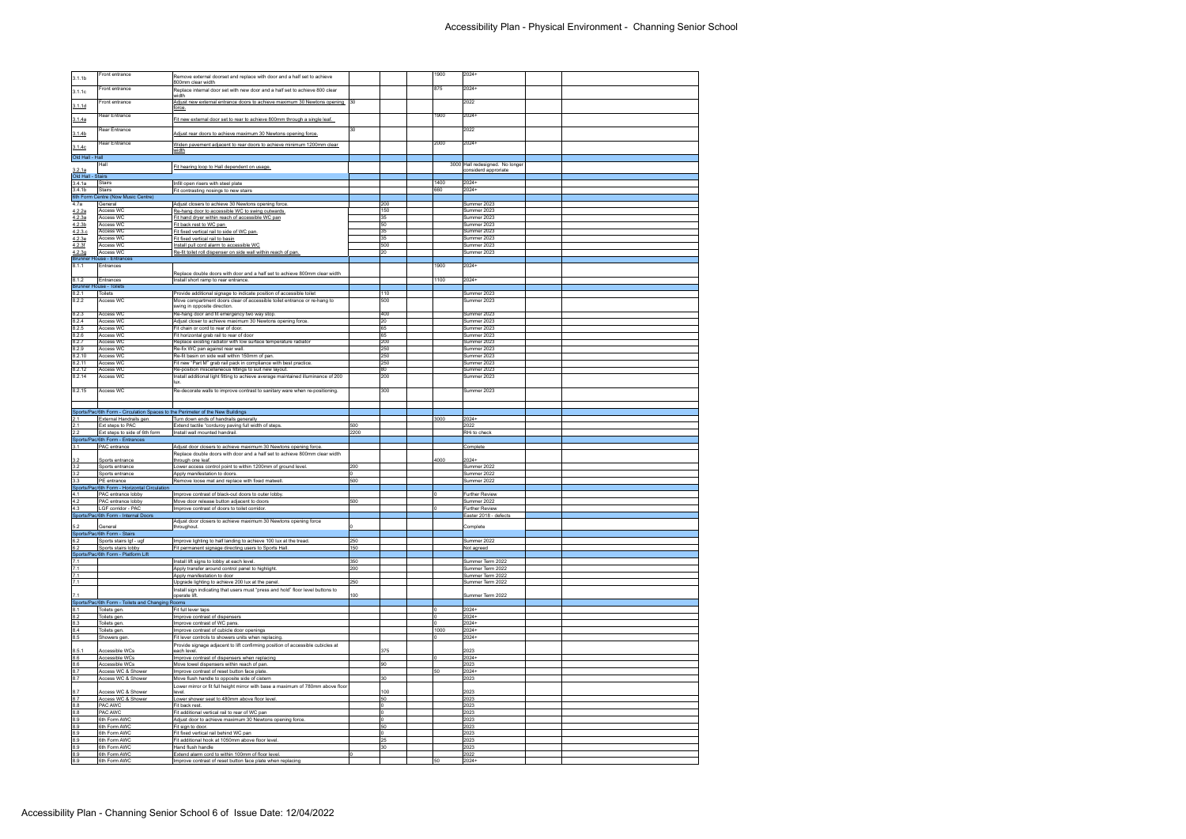# Accessibility Plan - Physical Environment - Channing Senior School

| Ref | Location | Action | | | | | | | | |
|---|---|---|---|---|---|---|---|---|---|---|
| 3.1.1b | Front entrance | Remove external doorset and replace with door and a half set to achieve 800mm clear width | | | | 1900 | 2024+ | | |
| 3.1.1c | Front entrance | Replace internal door set with new door and a half set to achieve 800 clear width | | | | 875 | 2024+ | | |
| 3.1.1d | Front entrance | Adjust new external entrance doors to achieve maximum 30 Newtons opening force. | 30 | | | | 2022 | | |
| 3.1.4a | Rear Entrance | Fit new external door set to rear to achieve 800mm through a single leaf. | | | | 1900 | 2024+ | | |
| 3.1.4b | Rear Entrance | Adjust rear doors to achieve maximum 30 Newtons opening force. | 30 | | | | 2022 | | |
| 3.1.4c | Rear Entrance | Widen pavement adjacent to rear doors to achieve minimum 1200mm clear width | | | | 2000 | 2024+ | | |
| Old Hall - Hall | | | | | | | | | |
| 3.2.1a | Hall | Fit hearing loop to Hall dependent on usage. | | | | 3000 | Hall redesigned. No longer considerd approriate | | |
| Old Hall - Stairs | | | | | | | | | |
| 3.4.1a | Stairs | Infill open risers with steel plate | | | | 1400 | 2024+ | | |
| 3.4.1b | Stairs | Fit contrasting nosings to new stairs | | | | 660 | 2024+ | | |
| 6th Form Centre (New Music Centre) | | | | | | | | | |
| 4.7a | General | Adjust closers to achieve 30 Newtons opening force. | | 200 | | | Summer 2023 | | |
| 4.2.2a | Access WC | Re-hang door to accessible WC to swing outwards. | | 150 | | | Summer 2023 | | |
| 4.2.3a | Access WC | Fit hand dryer within reach of accessible WC pan | | 35 | | | Summer 2023 | | |
| 4.2.3b | Access WC | Fit back rest to WC pan. | | 50 | | | Summer 2023 | | |
| 4.2.3.c | Access WC | Fit fixed vertical rail to side of WC pan. | | 35 | | | Summer 2023 | | |
| 4.2.3e | Access WC | Fit fixed vertical rail to basin | | 35 | | | Summer 2023 | | |
| 4.2.3f | Access WC | Install pull cord alarm to accessible WC | | 500 | | | Summer 2023 | | |
| 4.2.3g | Access WC | Re-fit toilet roll dispenser on side wall within reach of pan. | | 20 | | | Summer 2023 | | |
| Brunner House - Entrances | | | | | | | | | |
| 8.1.1 | Entrances | Replace double doors with door and a half set to achieve 800mm clear width | | | | 1900 | 2024+ | | |
| 8.1.2 | Entrances | Install short ramp to rear entrance. | | | | 1100 | 2024+ | | |
| Brunner House - Toilets | | | | | | | | | |
| 8.2.1 | Toilets | Provide additional signage to indicate position of accessible toilet | | 110 | | | Summer 2023 | | |
| 8.2.2 | Access WC | Move compartment doors clear of accessible toilet entrance or re-hang to swing in opposite direction. | | 500 | | | Summer 2023 | | |
| 8.2.3 | Access WC | Re-hang door and fit emergency two way stop. | | 400 | | | Summer 2023 | | |
| 8.2.4 | Access WC | Adjust closer to achieve maximum 30 Newtons opening force. | | 20 | | | Summer 2023 | | |
| 8.2.5 | Access WC | Fit chain or cord to rear of door. | | 65 | | | Summer 2023 | | |
| 8.2.6 | Access WC | Fit horizontal grab rail to rear of door | | 65 | | | Summer 2023 | | |
| 8.2.7 | Access WC | Replace existing radiator with low surface temperature radiator | | 200 | | | Summer 2023 | | |
| 8.2.9 | Access WC | Re-fix WC pan against rear wall. | | 250 | | | Summer 2023 | | |
| 8.2.10 | Access WC | Re-fit basin on side wall within 150mm of pan. | | 250 | | | Summer 2023 | | |
| 8.2.11 | Access WC | Fit new "Part M" grab rail pack in compliance with best practice. | | 250 | | | Summer 2023 | | |
| 8.2.12 | Access WC | Re-position miscellaneous fittings to suit new layout. | | 80 | | | Summer 2023 | | |
| 8.2.14 | Access WC | Install additional light fitting to achieve average maintained illuminance of 200 lux. | | 200 | | | Summer 2023 | | |
| 8.2.15 | Access WC | Re-decorate walls to improve contrast to sanitary ware when re-positioning. | | 300 | | | Summer 2023 | | |
| | | | | | | | | | |
| Sports/Pac/6th Form - Circulation Spaces to the Perimeter of the New Buildings | | | | | | | | | |
| 2.1 | External Handrails gen. | Turn down ends of handrails generally | | | | 3000 | 2024+ | | |
| 2.1 | Ext steps to PAC | Extend tactile "corduroy paving full width of steps. | 500 | | | | 2022 | | |
| 2.2 | Ext steps to side of 6th form | Install wall mounted handrail. | 2200 | | | | RH to check | | |
| Sports/Pac/6th Form - Entrances | | | | | | | | | |
| 3.1 | PAC entrance | Adjust door closers to achieve maximum 30 Newtons opening force. | | | | | Complete | | |
| 3.2 | Sports entrance | Replace double doors with door and a half set to achieve 800mm clear width through one leaf. | | | | 4000 | 2024+ | | |
| 3.2 | Sports entrance | Lower access control point to within 1200mm of ground level. | 200 | | | | Summer 2022 | | |
| 3.2 | Sports entrance | Apply manifestation to doors. | 0 | | | | Summer 2022 | | |
| 3.3 | PE entrance | Remove loose mat and replace with fixed matwell. | 500 | | | | Summer 2022 | | |
| Sports/Pac/6th Form - Horizontal Circulation | | | | | | | | | |
| 4.1 | PAC entrance lobby | Improve contrast of black-out doors to outer lobby. | | | | 0 | Further Review | | |
| 4.2 | PAC entrance lobby | Move door release button adjacent to doors | 500 | | | | Summer 2022 | | |
| 4.3 | LGF corridor - PAC | Improve contrast of doors to toilet corridor. | | | | 0 | Further Review | | |
| Sports/Pac/6th Form - Internal Doors | | | | | | | | | |
| 5.2 | General | Adjust door closers to achieve maximum 30 Newtons opening force throughout. | 0 | | | | Complete | | |
| Sports/Pac/6th Form - Stairs | | | | | | | | | |
| 6.2 | Sports stairs lgf - ugf | Improve lighting to half landing to achieve 100 lux at the tread. | 250 | | | | Summer 2022 | | |
| 6.2 | Sports stairs lobby | Fit permanent signage directing users to Sports Hall. | 150 | | | | Not agreed | | |
| Sports/Pac/6th Form - Platform Lift | | | | | | | | | |
| 7.1 | | Install lift signs to lobby at each level. | 350 | | | | Summer Term 2022 | | |
| 7.1 | | Apply transfer around control panel to highlight. | 200 | | | | Summer Term 2022 | | |
| 7.1 | | Apply manifestation to door | | | | | Summer Term 2022 | | |
| 7.1 | | Upgrade lighting to achieve 200 lux at the panel. | 250 | | | | Summer Term 2022 | | |
| 7.1 | | Install sign indicating that users must "press and hold" floor level buttons to operate lift. | 100 | | | | Summer Term 2022 | | |
| Sports/Pac/6th Form - Toilets and Changing Rooms | | | | | | | | | |
| 8.1 | Toilets gen. | Fit full lever taps | | | | 0 | 2024+ | | |
| 8.2 | Toilets gen. | Improve contrast of dispensers | | | | 0 | 2024+ | | |
| 8.3 | Toilets gen. | Improve contrast of WC pans. | | | | 0 | 2024+ | | |
| 8.4 | Toilets gen. | Improve contrast of cubicle door openings | | | | 1000 | 2024+ | | |
| 8.5 | Showers gen. | Fit lever controls to showers units when replacing. | | | | 0 | 2024+ | | |
| 8.5.1 | Accessible WCs | Provide signage adjacent to lift confirming position of accessible cubicles at each level. | | 375 | | | 2025 | | |
| 8.6 | Accessible WCs | Improve contrast of dispensers when replacing | | | | 0 | 2024+ | | |
| 8.6 | Accessible WCs | Move towel dispensers within reach of pan. | | 90 | | | 2023 | | |
| 8.7 | Access WC & Shower | Improve contrast of reset button face plate. | | | | 50 | 2024+ | | |
| 8.7 | Access WC & Shower | Move flush handle to opposite side of cistern | | 30 | | | 2023 | | |
| 8.7 | Access WC & Shower | Lower mirror or fit full height mirror with base a maximum of 780mm above floor level. | | 100 | | | 2023 | | |
| 8.7 | Access WC & Shower | Lower shower seat to 480mm above floor level. | | 50 | | | 2023 | | |
| 8.8 | PAC AWC | Fit back rest. | | 0 | | | 2023 | | |
| 8.8 | PAC AWC | Fit additional vertical rail to rear of WC pan | | 0 | | | 2023 | | |
| 8.9 | 6th Form AWC | Adjust door to achieve maximum 30 Newtons opening force. | | 0 | | | 2023 | | |
| 8.9 | 6th Form AWC | Fit sign to door. | | 50 | | | 2023 | | |
| 8.9 | 6th Form AWC | Fit fixed vertical rail behind WC pan | | 0 | | | 2023 | | |
| 8.9 | 6th Form AWC | Fit additional hook at 1050mm above floor level. | | 25 | | | 2023 | | |
| 8.9 | 6th Form AWC | Hand flush handle | | 30 | | | 2023 | | |
| 8.9 | 6th Form AWC | Extend alarm cord to within 100mm of floor level. | 0 | | | | 2022 | | |
| 8.9 | 6th Form AWC | Improve contrast of reset button face plate when replacing | | | | 50 | 2024+ | | |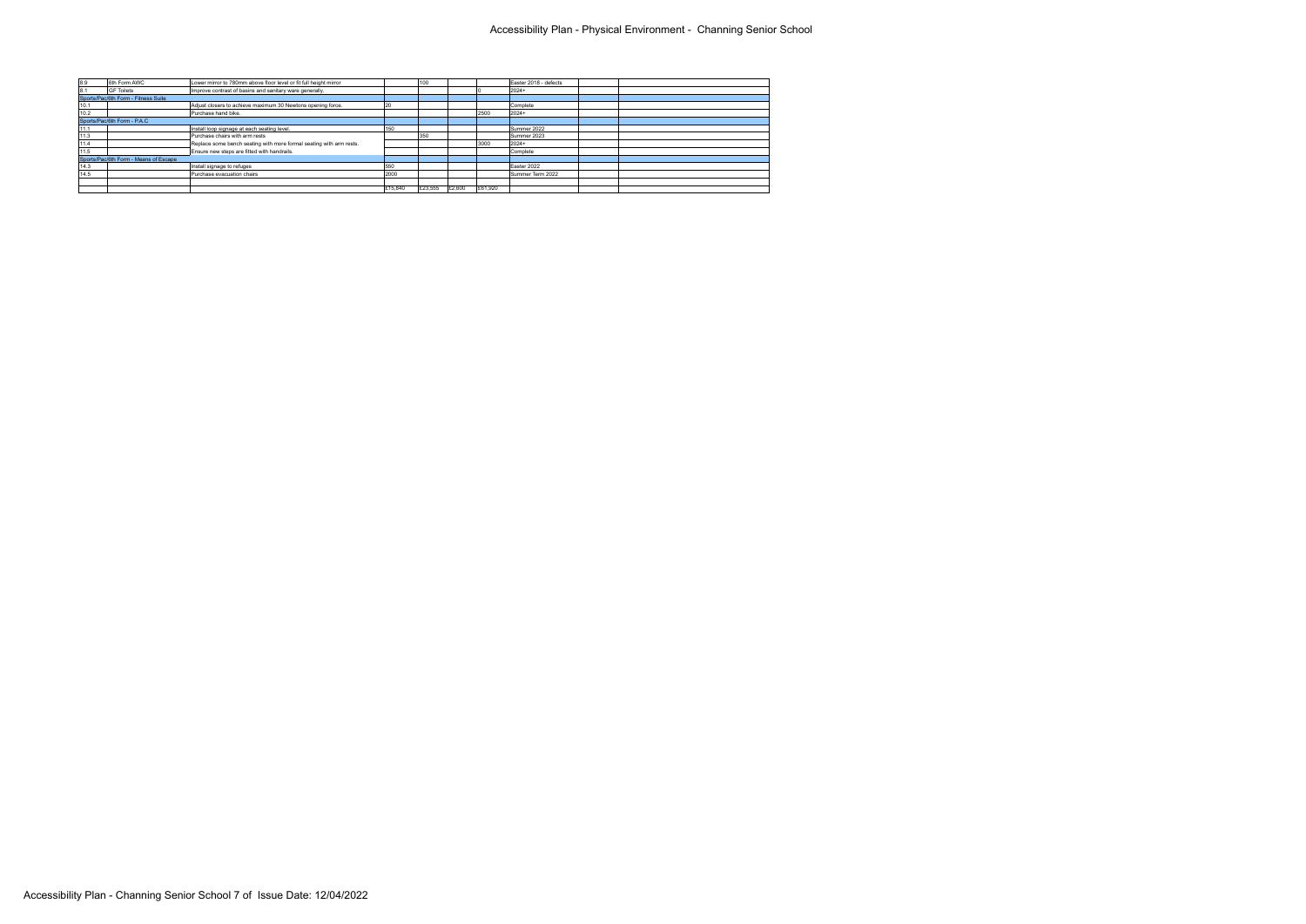| 8.9 | 6th Form AWC | Lower mirror to 780mm above floor level or fit full height mirror | | 100 | | | Easter 2018 - defects | | |
|---|---|---|---|---|---|---|---|---|---|
| 8.1 | GF Toilets | Improve contrast of basins and sanitary ware generally. | | | | 0 | 2024+ | | |
| Sports/Pac/6th Form - Fitness Suite | | | | | | | | | |
| 10.1 | | Adjust closers to achieve maximum 30 Newtons opening force. | 20 | | | | Complete | | |
| 10.2 | | Purchase hand bike. | | | | 2500 | 2024+ | | |
| Sports/Pac/6th Form - P.A.C | | | | | | | | | |
| 11.1 | | Install loop signage at each seating level. | 150 | | | | Summer 2022 | | |
| 11.3 | | Purchase chairs with arm rests | | 350 | | | Summer 2023 | | |
| 11.4 | | Replace some bench seating with more formal seating with arm rests. | | | | 3000 | 2024+ | | |
| 11.5 | | Ensure new steps are fitted with handrails. | | | | | Complete | | |
| Sports/Pac/6th Form - Means of Escape | | | | | | | | | |
| 14.3 | | Install signage to refuges | 550 | | | | Easter 2022 | | |
| 14.5 | | Purchase evacuation chairs | 2000 | | | | Summer Term 2022 | | |
| | | | | | | | | | |
| | | | £15,840 | £23,555 | £2,600 | £61,920 | | | |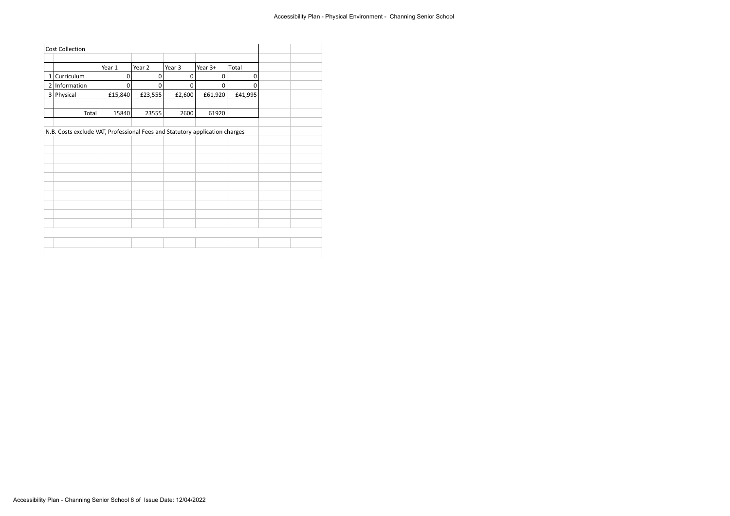## Cost Collection

| | | Year 1 | Year 2 | Year 3 | Year 3+ | Total |
|---|---|---|---|---|---|---|
| 1 | Curriculum | 0 | 0 | 0 | 0 | 0 |
| 2 | Information | 0 | 0 | 0 | 0 | 0 |
| 3 | Physical | £15,840 | £23,555 | £2,600 | £61,920 | £41,995 |
| | | | | | | |
| | Total | 15840 | 23555 | 2600 | 61920 | |

N.B. Costs exclude VAT, Professional Fees and Statutory application charges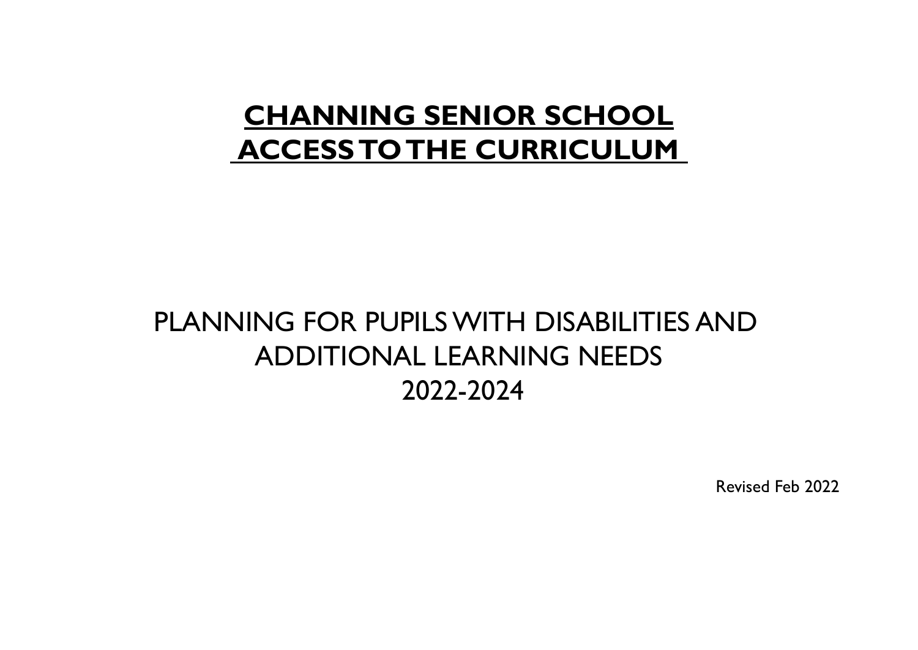# CHANNING SENIOR SCHOOL
# ACCESS TO THE CURRICULUM

## PLANNING FOR PUPILS WITH DISABILITIES AND ADDITIONAL LEARNING NEEDS
## 2022-2024

Revised Feb 2022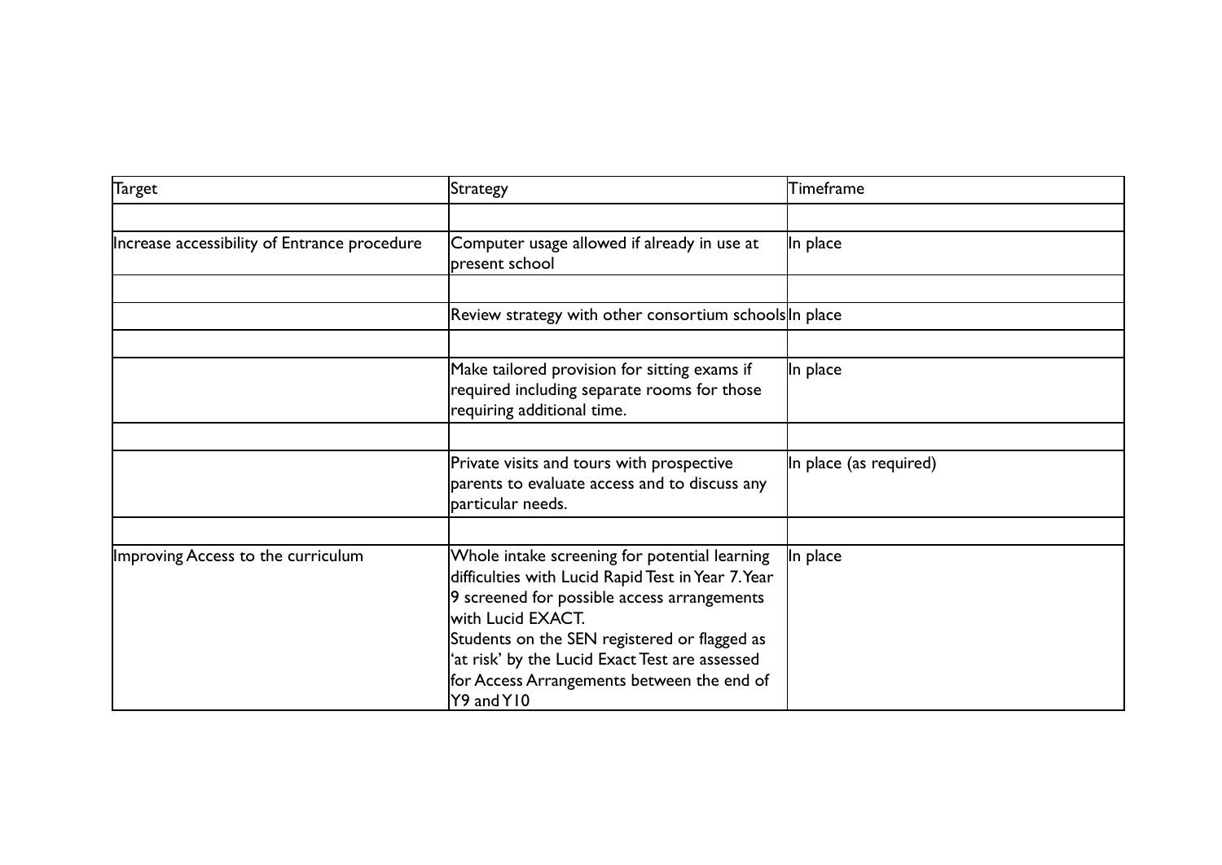| Target | Strategy | Timeframe |
|---|---|---|
| | | |
| Increase accessibility of Entrance procedure | Computer usage allowed if already in use at present school | In place |
| | | |
| | Review strategy with other consortium schools | In place |
| | | |
| | Make tailored provision for sitting exams if required including separate rooms for those requiring additional time. | In place |
| | | |
| | Private visits and tours with prospective parents to evaluate access and to discuss any particular needs. | In place (as required) |
| | | |
| Improving Access to the curriculum | Whole intake screening for potential learning difficulties with Lucid Rapid Test in Year 7. Year 9 screened for possible access arrangements with Lucid EXACT. Students on the SEN registered or flagged as 'at risk' by the Lucid Exact Test are assessed for Access Arrangements between the end of Y9 and Y10 | In place |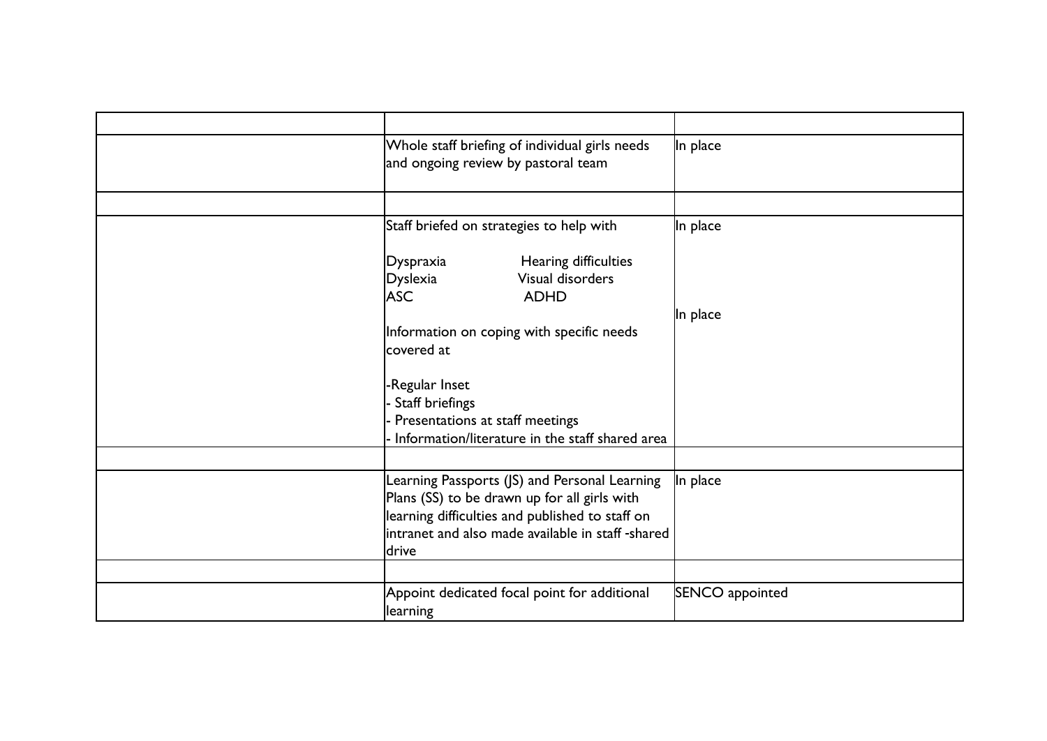| | | |
|---|---|---|
| | Whole staff briefing of individual girls needs and ongoing review by pastoral team | In place |
| | | |
| | Staff briefed on strategies to help with<br><br>Dyspraxia Hearing difficulties<br>Dyslexia Visual disorders<br>ASC ADHD<br><br>Information on coping with specific needs covered at<br><br>-Regular Inset<br>- Staff briefings<br>- Presentations at staff meetings<br>- Information/literature in the staff shared area | In place<br><br>In place |
| | | |
| | Learning Passports (JS) and Personal Learning Plans (SS) to be drawn up for all girls with learning difficulties and published to staff on intranet and also made available in staff -shared drive | In place |
| | | |
| | Appoint dedicated focal point for additional learning | SENCO appointed |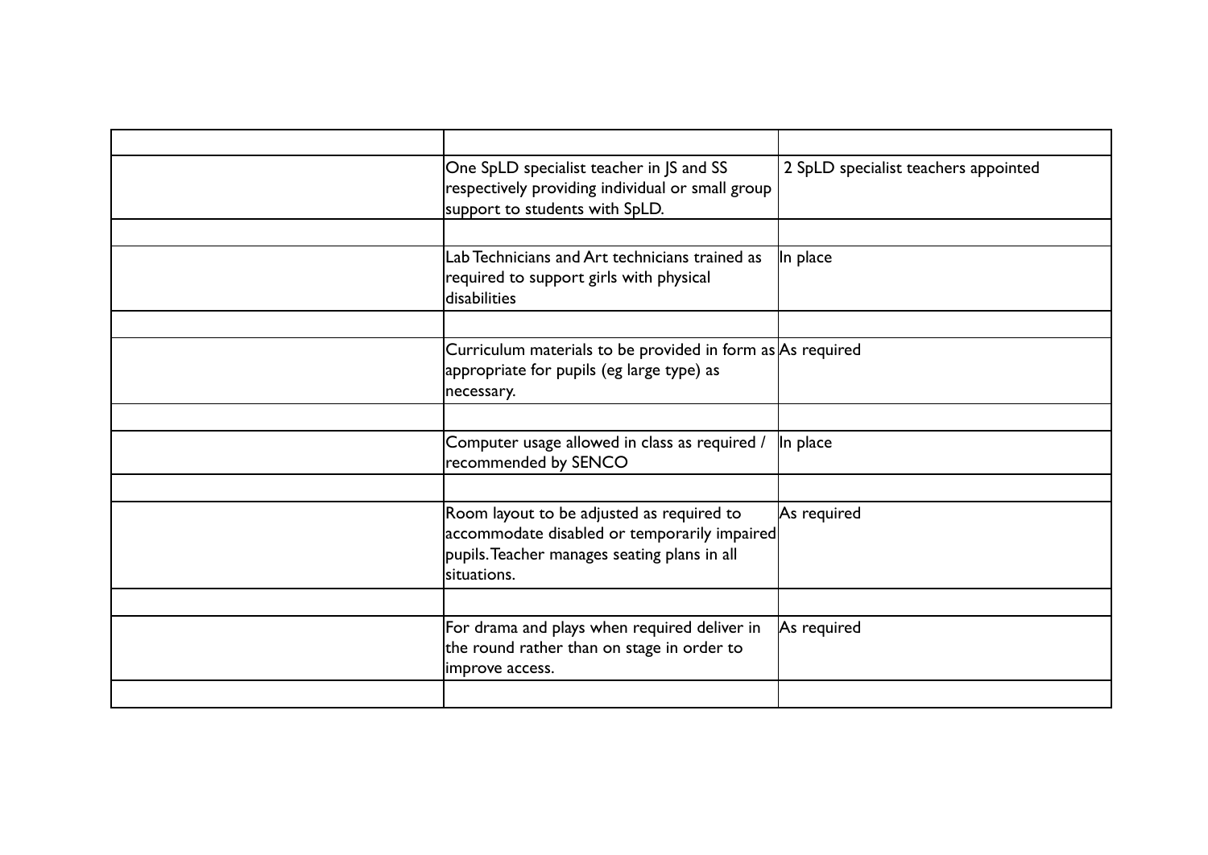| | | |
|---|---|---|
| | One SpLD specialist teacher in JS and SS respectively providing individual or small group support to students with SpLD. | 2 SpLD specialist teachers appointed |
| | | |
| | Lab Technicians and Art technicians trained as required to support girls with physical disabilities | In place |
| | | |
| | Curriculum materials to be provided in form as appropriate for pupils (eg large type) as necessary. | As required |
| | | |
| | Computer usage allowed in class as required / recommended by SENCO | In place |
| | | |
| | Room layout to be adjusted as required to accommodate disabled or temporarily impaired pupils. Teacher manages seating plans in all situations. | As required |
| | | |
| | For drama and plays when required deliver in the round rather than on stage in order to improve access. | As required |
| | | |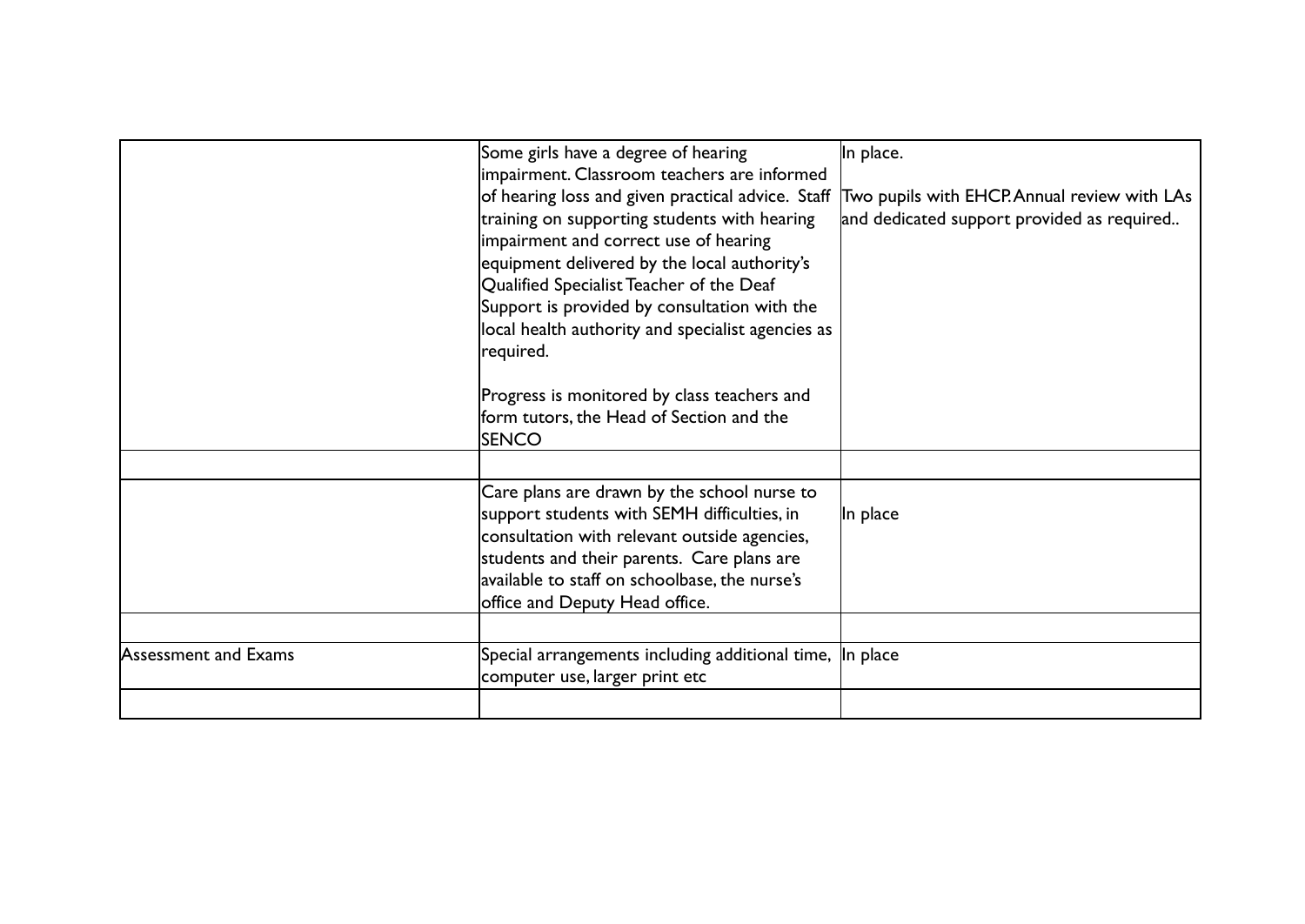| | | |
|---|---|---|
| | Some girls have a degree of hearing impairment. Classroom teachers are informed of hearing loss and given practical advice. Staff training on supporting students with hearing impairment and correct use of hearing equipment delivered by the local authority's Qualified Specialist Teacher of the Deaf Support is provided by consultation with the local health authority and specialist agencies as required.<br><br>Progress is monitored by class teachers and form tutors, the Head of Section and the SENCO | In place.<br><br>Two pupils with EHCP. Annual review with LAs and dedicated support provided as required.. |
| | | |
| | Care plans are drawn by the school nurse to support students with SEMH difficulties, in consultation with relevant outside agencies, students and their parents. Care plans are available to staff on schoolbase, the nurse's office and Deputy Head office. | In place |
| | | |
| Assessment and Exams | Special arrangements including additional time, computer use, larger print etc | In place |
| | | |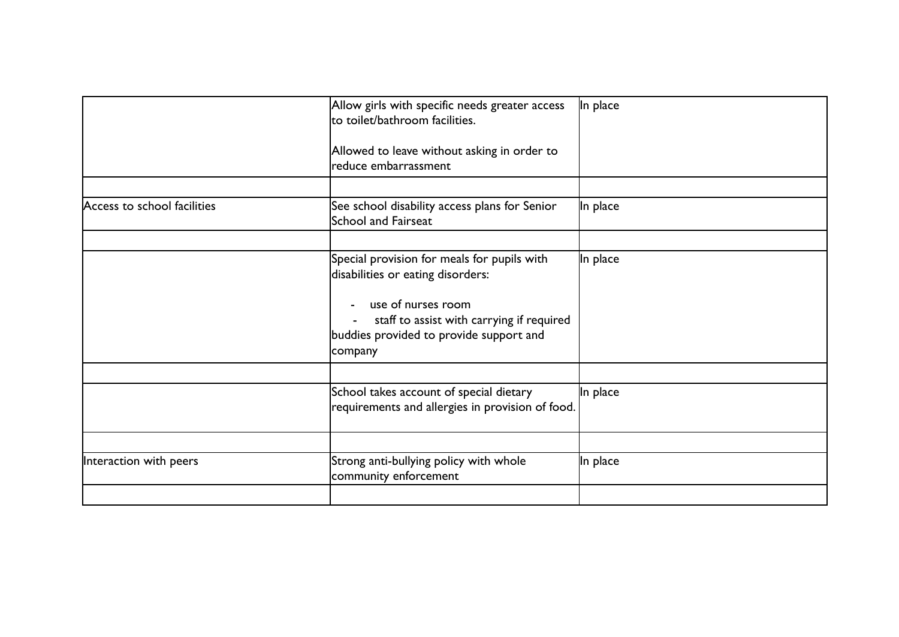| | | |
|---|---|---|
| | Allow girls with specific needs greater access to toilet/bathroom facilities.<br><br>Allowed to leave without asking in order to reduce embarrassment | In place |
| | | |
| Access to school facilities | See school disability access plans for Senior School and Fairseat | In place |
| | | |
| | Special provision for meals for pupils with disabilities or eating disorders:<br><br>- use of nurses room<br>- staff to assist with carrying if required<br>buddies provided to provide support and company | In place |
| | | |
| | School takes account of special dietary requirements and allergies in provision of food. | In place |
| | | |
| Interaction with peers | Strong anti-bullying policy with whole community enforcement | In place |
| | | |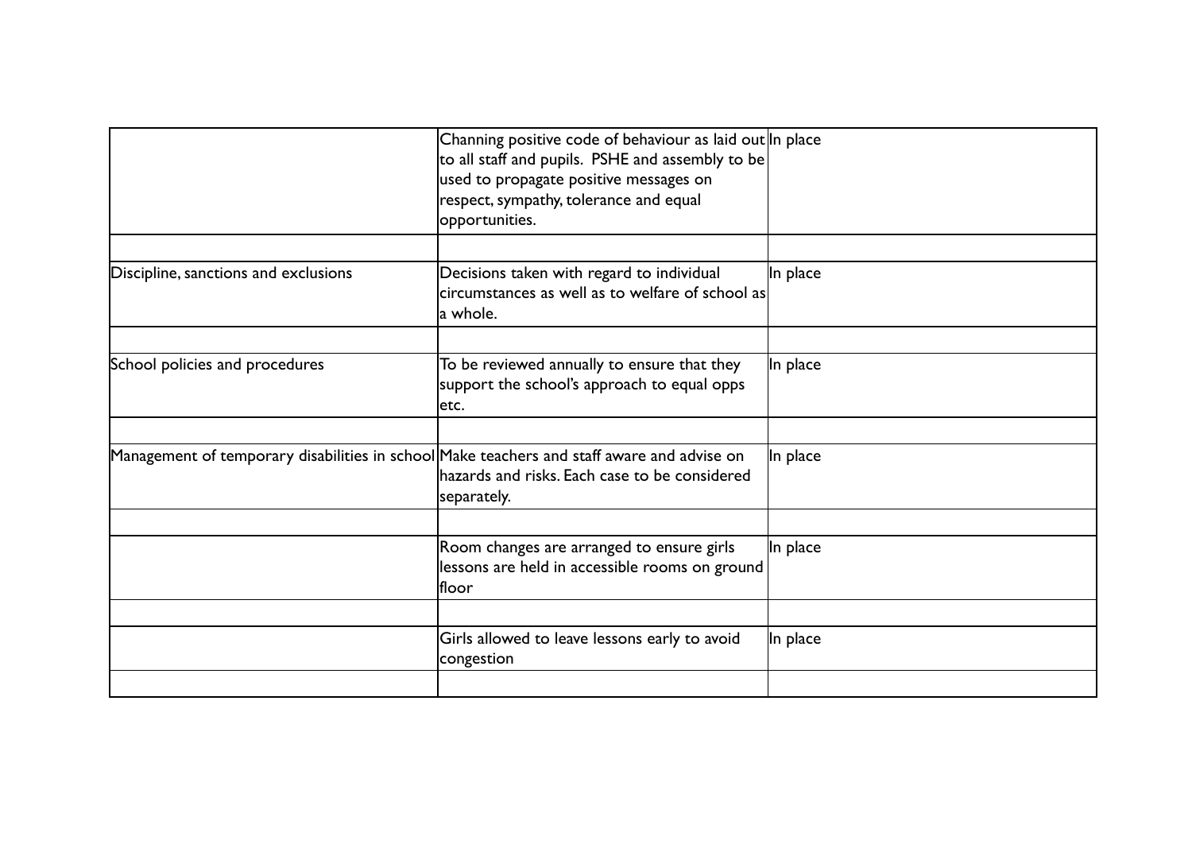| | | |
|---|---|---|
| | Channing positive code of behaviour as laid out to all staff and pupils. PSHE and assembly to be used to propagate positive messages on respect, sympathy, tolerance and equal opportunities. | In place |
| | | |
| Discipline, sanctions and exclusions | Decisions taken with regard to individual circumstances as well as to welfare of school as a whole. | In place |
| | | |
| School policies and procedures | To be reviewed annually to ensure that they support the school's approach to equal opps etc. | In place |
| | | |
| Management of temporary disabilities in school | Make teachers and staff aware and advise on hazards and risks. Each case to be considered separately. | In place |
| | | |
| | Room changes are arranged to ensure girls lessons are held in accessible rooms on ground floor | In place |
| | | |
| | Girls allowed to leave lessons early to avoid congestion | In place |
| | | |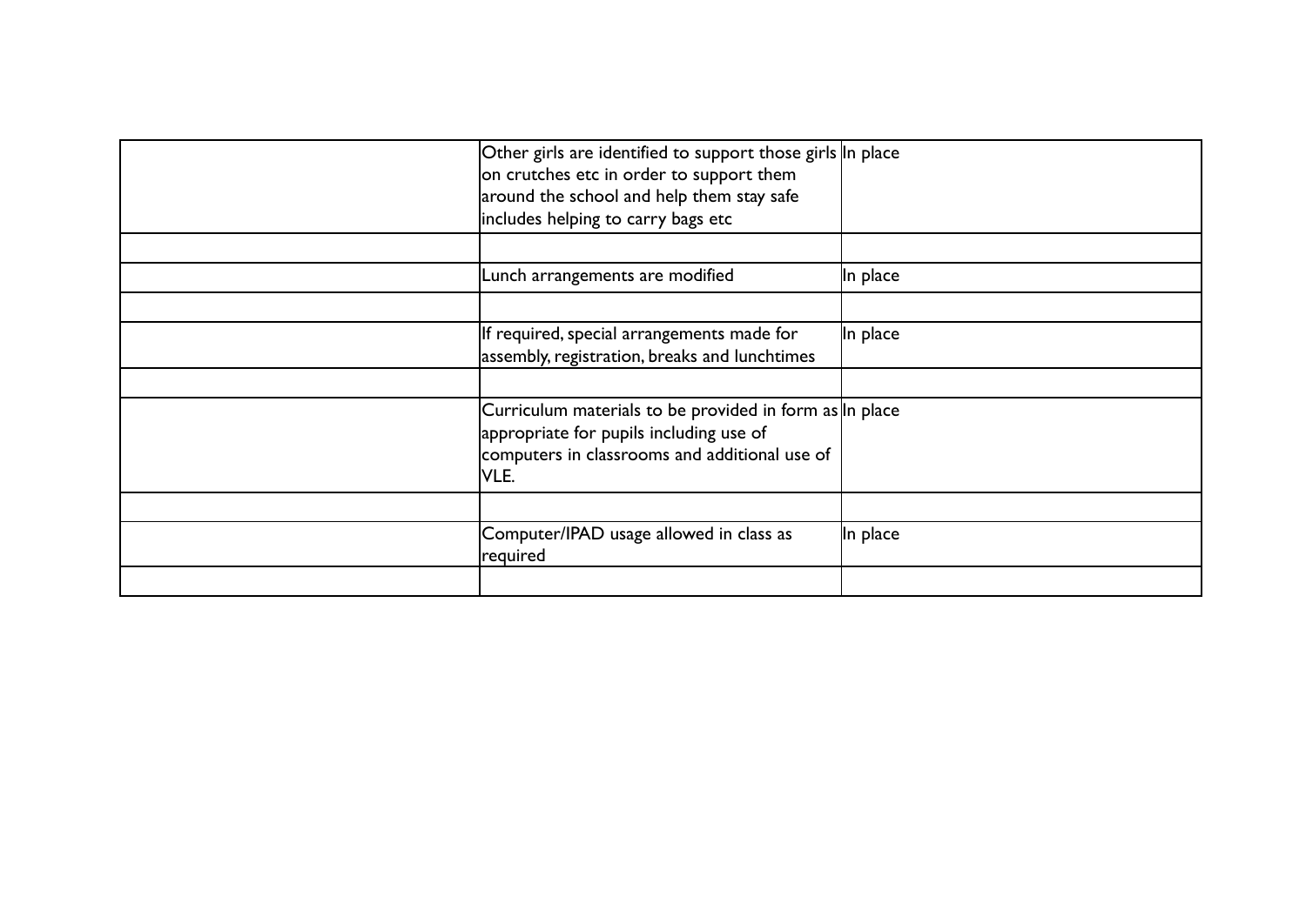| | | |
|---|---|---|
| | Other girls are identified to support those girls on crutches etc in order to support them around the school and help them stay safe includes helping to carry bags etc | In place |
| | | |
| | Lunch arrangements are modified | In place |
| | | |
| | If required, special arrangements made for assembly, registration, breaks and lunchtimes | In place |
| | | |
| | Curriculum materials to be provided in form as appropriate for pupils including use of computers in classrooms and additional use of VLE. | In place |
| | | |
| | Computer/IPAD usage allowed in class as required | In place |
| | | |